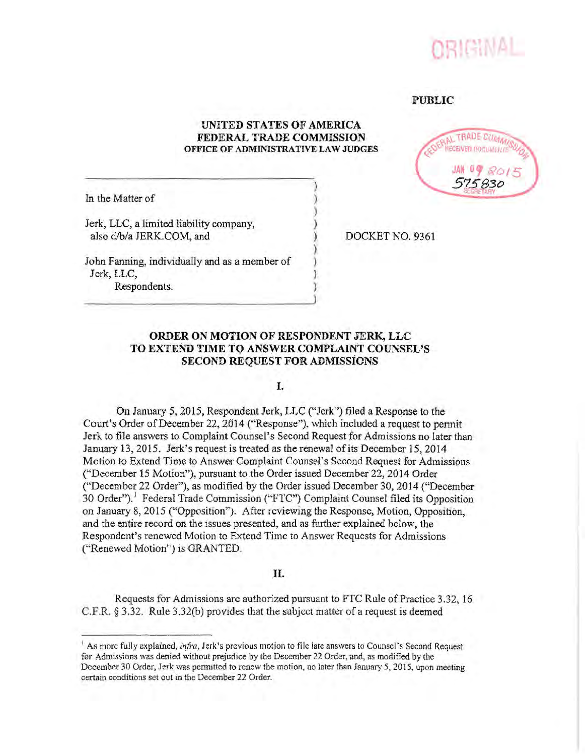ORIGINAL

PUBLIC

FEDERAL TRADE COMMISSION RECEIVED DOCUMENTS JAN 09 2015 575830 SECRETARY

**UNITED STATES OF AMERICA**
**FEDERAL TRADE COMMISSION**
**OFFICE OF ADMINISTRATIVE LAW JUDGES**

In the Matter of

Jerk, LLC, a limited liability company, also d/b/a JERK.COM, and

John Fanning, individually and as a member of Jerk, LLC,
Respondents.

DOCKET NO. 9361

## ORDER ON MOTION OF RESPONDENT JERK, LLC TO EXTEND TIME TO ANSWER COMPLAINT COUNSEL'S SECOND REQUEST FOR ADMISSIONS

### I.

On January 5, 2015, Respondent Jerk, LLC ("Jerk") filed a Response to the Court's Order of December 22, 2014 ("Response"), which included a request to permit Jerk to file answers to Complaint Counsel's Second Request for Admissions no later than January 13, 2015. Jerk's request is treated as the renewal of its December 15, 2014 Motion to Extend Time to Answer Complaint Counsel's Second Request for Admissions ("December 15 Motion"), pursuant to the Order issued December 22, 2014 Order ("December 22 Order"), as modified by the Order issued December 30, 2014 ("December 30 Order").[1] Federal Trade Commission ("FTC") Complaint Counsel filed its Opposition on January 8, 2015 ("Opposition"). After reviewing the Response, Motion, Opposition, and the entire record on the issues presented, and as further explained below, the Respondent's renewed Motion to Extend Time to Answer Requests for Admissions ("Renewed Motion") is GRANTED.

### II.

Requests for Admissions are authorized pursuant to FTC Rule of Practice 3.32, 16 C.F.R. § 3.32. Rule 3.32(b) provides that the subject matter of a request is deemed

[1] As more fully explained, *infra*, Jerk's previous motion to file late answers to Counsel's Second Request for Admissions was denied without prejudice by the December 22 Order, and, as modified by the December 30 Order, Jerk was permitted to renew the motion, no later than January 5, 2015, upon meeting certain conditions set out in the December 22 Order.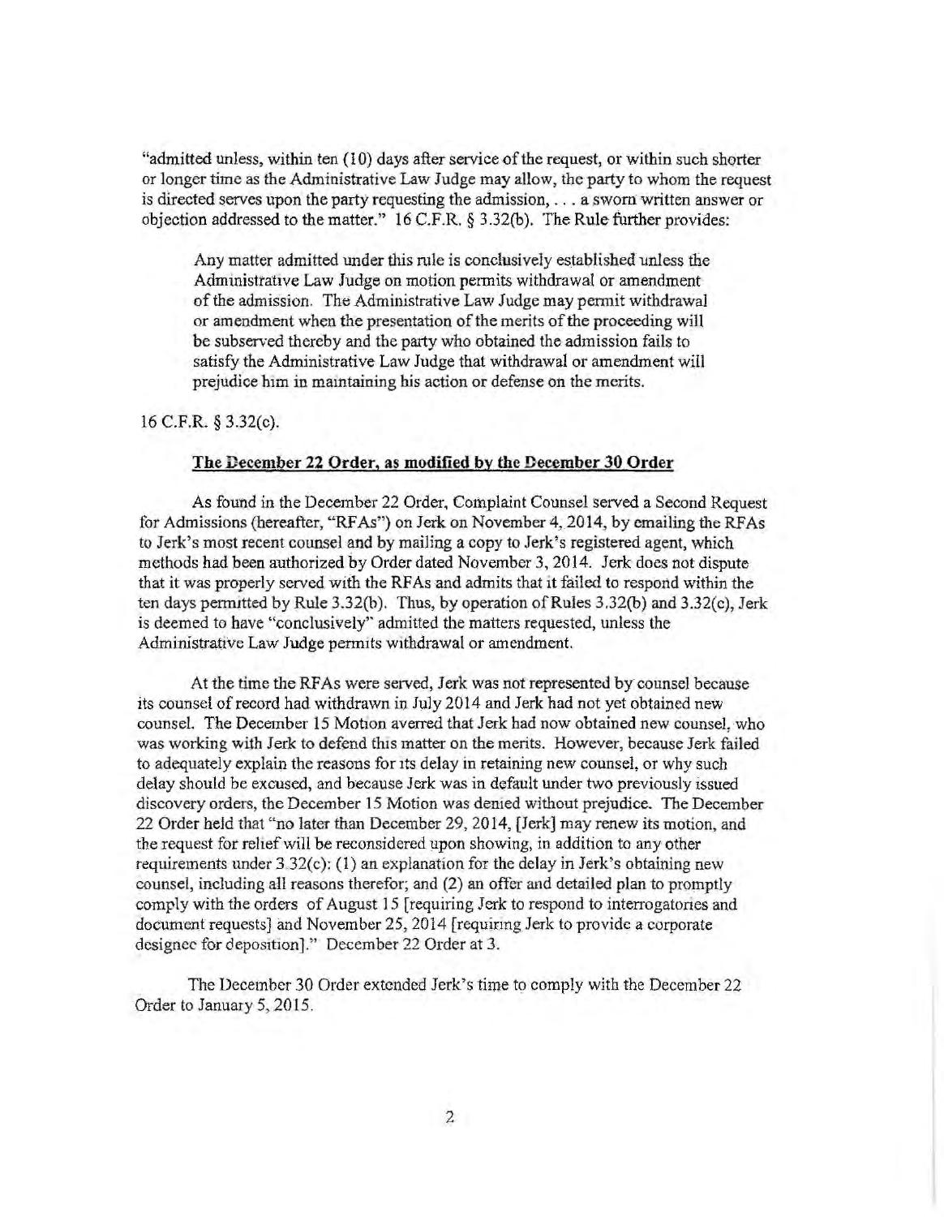"admitted unless, within ten (10) days after service of the request, or within such shorter or longer time as the Administrative Law Judge may allow, the party to whom the request is directed serves upon the party requesting the admission, . . . a sworn written answer or objection addressed to the matter." 16 C.F.R. § 3.32(b). The Rule further provides:

> Any matter admitted under this rule is conclusively established unless the Administrative Law Judge on motion permits withdrawal or amendment of the admission. The Administrative Law Judge may permit withdrawal or amendment when the presentation of the merits of the proceeding will be subserved thereby and the party who obtained the admission fails to satisfy the Administrative Law Judge that withdrawal or amendment will prejudice him in maintaining his action or defense on the merits.

16 C.F.R. § 3.32(c).

**The December 22 Order, as modified by the December 30 Order**

As found in the December 22 Order, Complaint Counsel served a Second Request for Admissions (hereafter, "RFAs") on Jerk on November 4, 2014, by emailing the RFAs to Jerk's most recent counsel and by mailing a copy to Jerk's registered agent, which methods had been authorized by Order dated November 3, 2014. Jerk does not dispute that it was properly served with the RFAs and admits that it failed to respond within the ten days permitted by Rule 3.32(b). Thus, by operation of Rules 3.32(b) and 3.32(c), Jerk is deemed to have "conclusively" admitted the matters requested, unless the Administrative Law Judge permits withdrawal or amendment.

At the time the RFAs were served, Jerk was not represented by counsel because its counsel of record had withdrawn in July 2014 and Jerk had not yet obtained new counsel. The December 15 Motion averred that Jerk had now obtained new counsel, who was working with Jerk to defend this matter on the merits. However, because Jerk failed to adequately explain the reasons for its delay in retaining new counsel, or why such delay should be excused, and because Jerk was in default under two previously issued discovery orders, the December 15 Motion was denied without prejudice. The December 22 Order held that "no later than December 29, 2014, [Jerk] may renew its motion, and the request for relief will be reconsidered upon showing, in addition to any other requirements under 3.32(c): (1) an explanation for the delay in Jerk's obtaining new counsel, including all reasons therefor; and (2) an offer and detailed plan to promptly comply with the orders of August 15 [requiring Jerk to respond to interrogatories and document requests] and November 25, 2014 [requiring Jerk to provide a corporate designee for deposition]." December 22 Order at 3.

The December 30 Order extended Jerk's time to comply with the December 22 Order to January 5, 2015.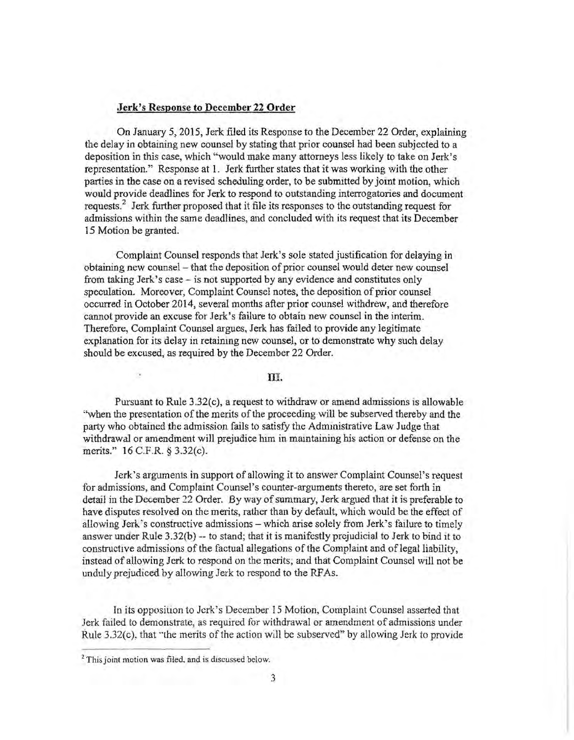**Jerk's Response to December 22 Order**

On January 5, 2015, Jerk filed its Response to the December 22 Order, explaining the delay in obtaining new counsel by stating that prior counsel had been subjected to a deposition in this case, which "would make many attorneys less likely to take on Jerk's representation." Response at 1. Jerk further states that it was working with the other parties in the case on a revised scheduling order, to be submitted by joint motion, which would provide deadlines for Jerk to respond to outstanding interrogatories and document requests.[2] Jerk further proposed that it file its responses to the outstanding request for admissions within the same deadlines, and concluded with its request that its December 15 Motion be granted.

Complaint Counsel responds that Jerk's sole stated justification for delaying in obtaining new counsel – that the deposition of prior counsel would deter new counsel from taking Jerk's case – is not supported by any evidence and constitutes only speculation. Moreover, Complaint Counsel notes, the deposition of prior counsel occurred in October 2014, several months after prior counsel withdrew, and therefore cannot provide an excuse for Jerk's failure to obtain new counsel in the interim. Therefore, Complaint Counsel argues, Jerk has failed to provide any legitimate explanation for its delay in retaining new counsel, or to demonstrate why such delay should be excused, as required by the December 22 Order.

## III.

Pursuant to Rule 3.32(c), a request to withdraw or amend admissions is allowable "when the presentation of the merits of the proceeding will be subserved thereby and the party who obtained the admission fails to satisfy the Administrative Law Judge that withdrawal or amendment will prejudice him in maintaining his action or defense on the merits." 16 C.F.R. § 3.32(c).

Jerk's arguments in support of allowing it to answer Complaint Counsel's request for admissions, and Complaint Counsel's counter-arguments thereto, are set forth in detail in the December 22 Order. By way of summary, Jerk argued that it is preferable to have disputes resolved on the merits, rather than by default, which would be the effect of allowing Jerk's constructive admissions – which arise solely from Jerk's failure to timely answer under Rule 3.32(b) -- to stand; that it is manifestly prejudicial to Jerk to bind it to constructive admissions of the factual allegations of the Complaint and of legal liability, instead of allowing Jerk to respond on the merits; and that Complaint Counsel will not be unduly prejudiced by allowing Jerk to respond to the RFAs.

In its opposition to Jerk's December 15 Motion, Complaint Counsel asserted that Jerk failed to demonstrate, as required for withdrawal or amendment of admissions under Rule 3.32(c), that "the merits of the action will be subserved" by allowing Jerk to provide

[2] This joint motion was filed, and is discussed below.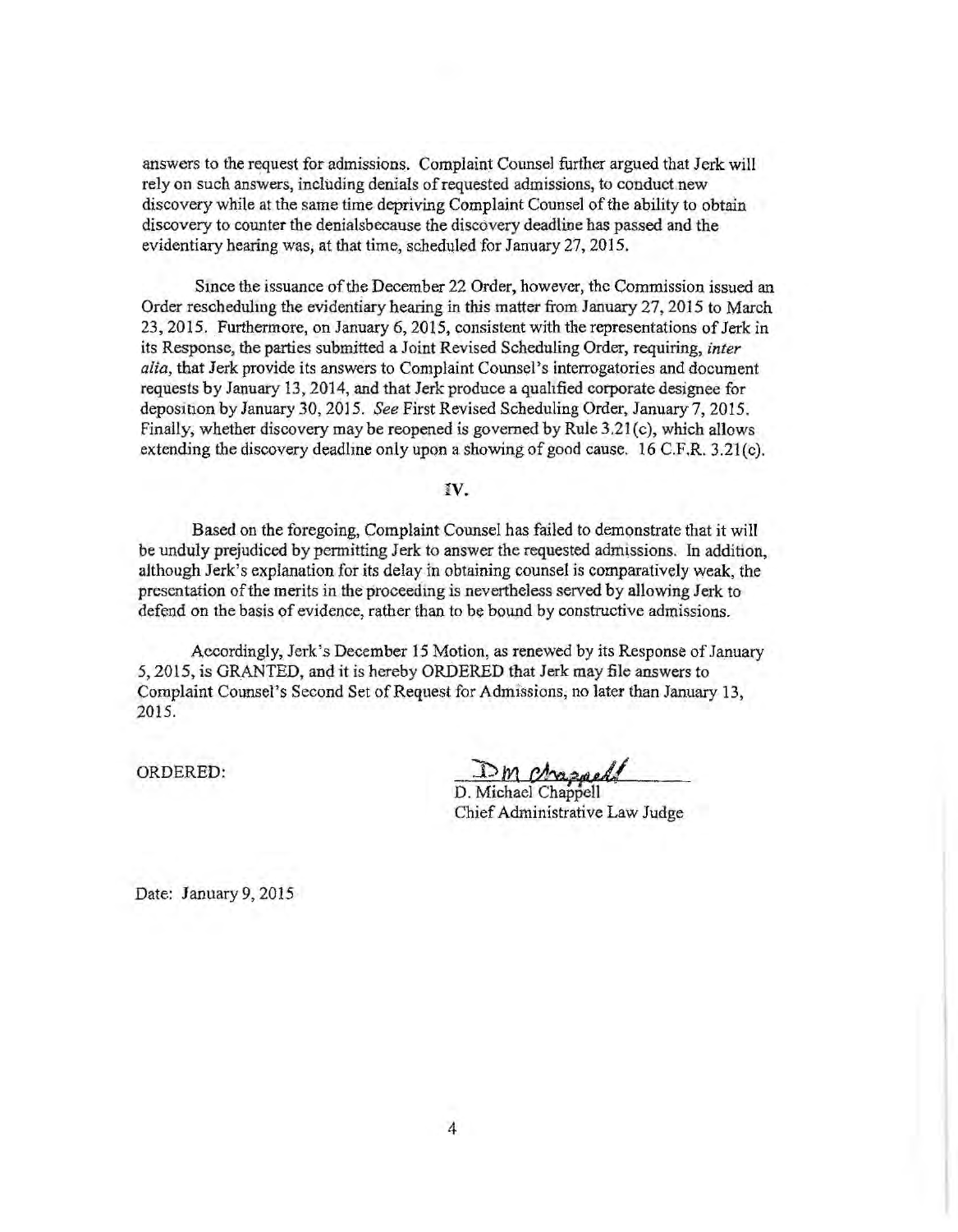answers to the request for admissions. Complaint Counsel further argued that Jerk will rely on such answers, including denials of requested admissions, to conduct new discovery while at the same time depriving Complaint Counsel of the ability to obtain discovery to counter the denialsbecause the discovery deadline has passed and the evidentiary hearing was, at that time, scheduled for January 27, 2015.

Since the issuance of the December 22 Order, however, the Commission issued an Order rescheduling the evidentiary hearing in this matter from January 27, 2015 to March 23, 2015. Furthermore, on January 6, 2015, consistent with the representations of Jerk in its Response, the parties submitted a Joint Revised Scheduling Order, requiring, *inter alia*, that Jerk provide its answers to Complaint Counsel's interrogatories and document requests by January 13, 2014, and that Jerk produce a qualified corporate designee for deposition by January 30, 2015. *See* First Revised Scheduling Order, January 7, 2015. Finally, whether discovery may be reopened is governed by Rule 3.21(c), which allows extending the discovery deadline only upon a showing of good cause. 16 C.F.R. 3.21(c).

## IV.

Based on the foregoing, Complaint Counsel has failed to demonstrate that it will be unduly prejudiced by permitting Jerk to answer the requested admissions. In addition, although Jerk's explanation for its delay in obtaining counsel is comparatively weak, the presentation of the merits in the proceeding is nevertheless served by allowing Jerk to defend on the basis of evidence, rather than to be bound by constructive admissions.

Accordingly, Jerk's December 15 Motion, as renewed by its Response of January 5, 2015, is GRANTED, and it is hereby ORDERED that Jerk may file answers to Complaint Counsel's Second Set of Request for Admissions, no later than January 13, 2015.

ORDERED:

D. Michael Chappell
Chief Administrative Law Judge

Date: January 9, 2015